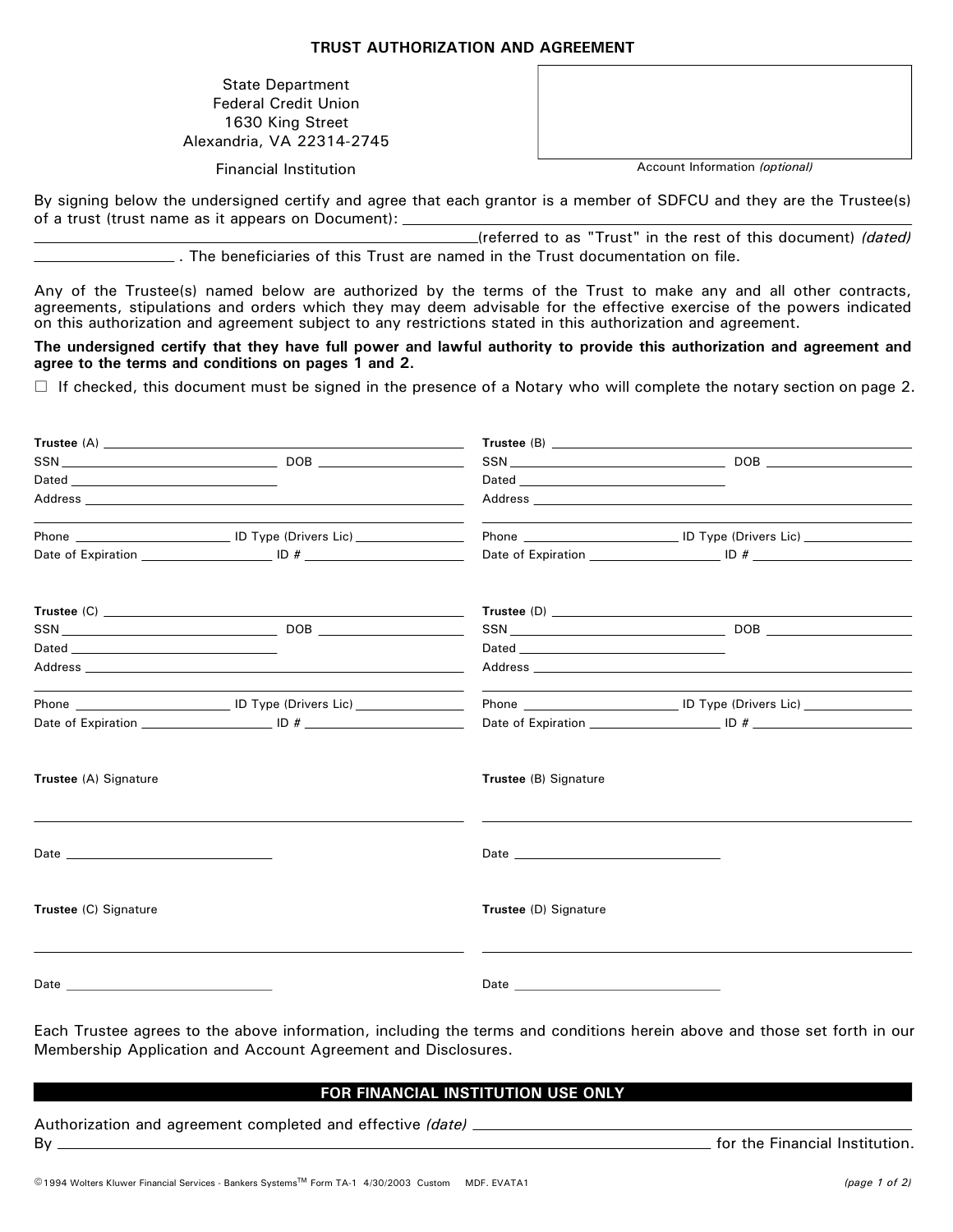# TRUST AUTHORIZATION AND AGREEMENT

State Department
Federal Credit Union
1630 King Street
Alexandria, VA 22314-2745

Financial Institution

Account Information *(optional)*

By signing below the undersigned certify and agree that each grantor is a member of SDFCU and they are the Trustee(s) of a trust (trust name as it appears on Document): ______________________________ (referred to as "Trust" in the rest of this document) *(dated)* ______________ . The beneficiaries of this Trust are named in the Trust documentation on file.

Any of the Trustee(s) named below are authorized by the terms of the Trust to make any and all other contracts, agreements, stipulations and orders which they may deem advisable for the effective exercise of the powers indicated on this authorization and agreement subject to any restrictions stated in this authorization and agreement.

**The undersigned certify that they have full power and lawful authority to provide this authorization and agreement and agree to the terms and conditions on pages 1 and 2.**

☐ If checked, this document must be signed in the presence of a Notary who will complete the notary section on page 2.

**Trustee** (A) ______________________________
SSN ______________ DOB ______________
Dated ______________
Address ______________________________
______________________________
Phone ______________ ID Type (Drivers Lic) ______________
Date of Expiration ______________ ID # ______________

**Trustee** (B) ______________________________
SSN ______________ DOB ______________
Dated ______________
Address ______________________________
______________________________
Phone ______________ ID Type (Drivers Lic) ______________
Date of Expiration ______________ ID # ______________

**Trustee** (C) ______________________________
SSN ______________ DOB ______________
Dated ______________
Address ______________________________
______________________________
Phone ______________ ID Type (Drivers Lic) ______________
Date of Expiration ______________ ID # ______________

**Trustee** (D) ______________________________
SSN ______________ DOB ______________
Dated ______________
Address ______________________________
______________________________
Phone ______________ ID Type (Drivers Lic) ______________
Date of Expiration ______________ ID # ______________

**Trustee** (A) Signature

______________________________

Date ______________

**Trustee** (B) Signature

______________________________

Date ______________

**Trustee** (C) Signature

______________________________

Date ______________

**Trustee** (D) Signature

______________________________

Date ______________

Each Trustee agrees to the above information, including the terms and conditions herein above and those set forth in our Membership Application and Account Agreement and Disclosures.

**FOR FINANCIAL INSTITUTION USE ONLY**

Authorization and agreement completed and effective *(date)* ______________________________
By ______________________________ for the Financial Institution.

© 1994 Wolters Kluwer Financial Services - Bankers Systems™ Form TA-1 4/30/2003 Custom MDF. EVATA1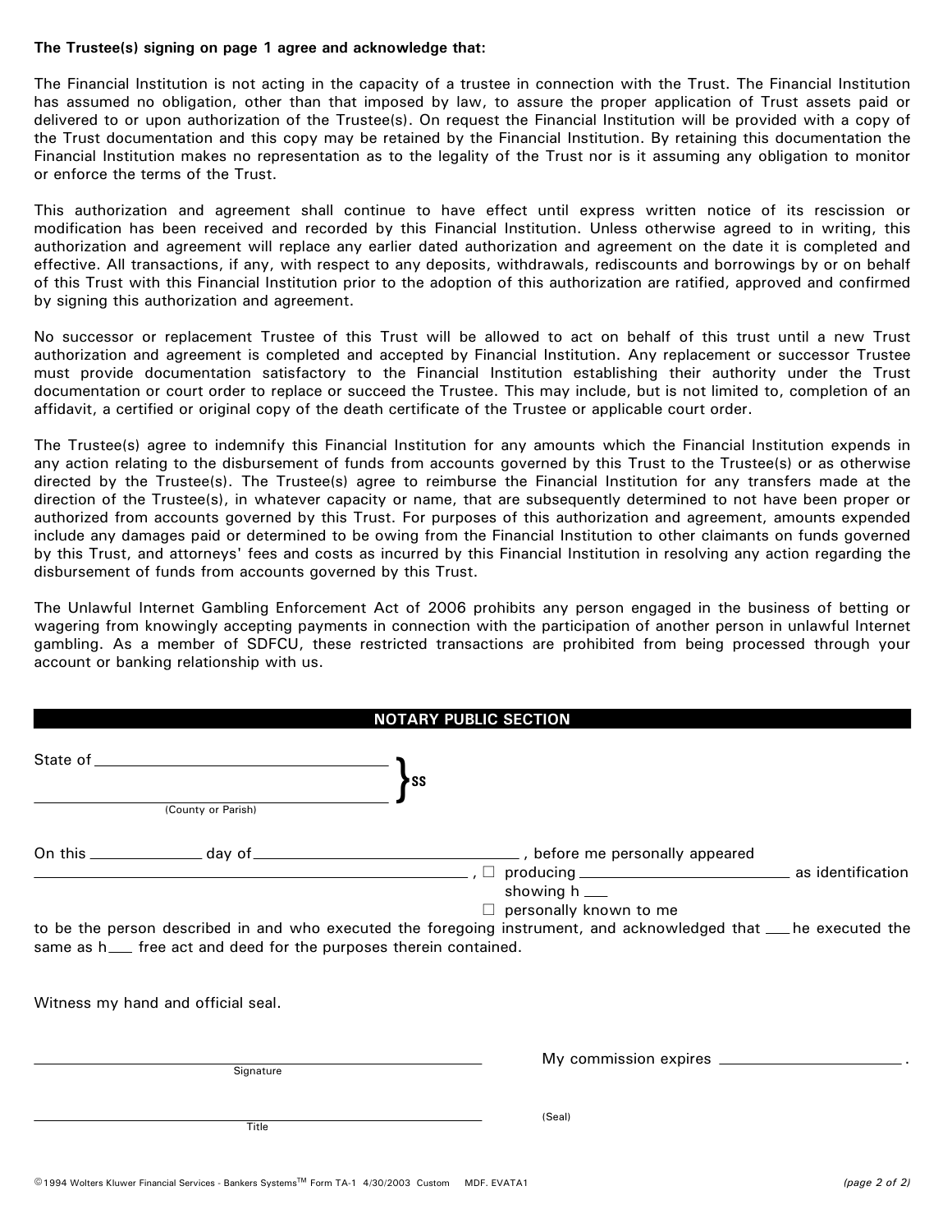**The Trustee(s) signing on page 1 agree and acknowledge that:**

The Financial Institution is not acting in the capacity of a trustee in connection with the Trust. The Financial Institution has assumed no obligation, other than that imposed by law, to assure the proper application of Trust assets paid or delivered to or upon authorization of the Trustee(s). On request the Financial Institution will be provided with a copy of the Trust documentation and this copy may be retained by the Financial Institution. By retaining this documentation the Financial Institution makes no representation as to the legality of the Trust nor is it assuming any obligation to monitor or enforce the terms of the Trust.

This authorization and agreement shall continue to have effect until express written notice of its rescission or modification has been received and recorded by this Financial Institution. Unless otherwise agreed to in writing, this authorization and agreement will replace any earlier dated authorization and agreement on the date it is completed and effective. All transactions, if any, with respect to any deposits, withdrawals, rediscounts and borrowings by or on behalf of this Trust with this Financial Institution prior to the adoption of this authorization are ratified, approved and confirmed by signing this authorization and agreement.

No successor or replacement Trustee of this Trust will be allowed to act on behalf of this trust until a new Trust authorization and agreement is completed and accepted by Financial Institution. Any replacement or successor Trustee must provide documentation satisfactory to the Financial Institution establishing their authority under the Trust documentation or court order to replace or succeed the Trustee. This may include, but is not limited to, completion of an affidavit, a certified or original copy of the death certificate of the Trustee or applicable court order.

The Trustee(s) agree to indemnify this Financial Institution for any amounts which the Financial Institution expends in any action relating to the disbursement of funds from accounts governed by this Trust to the Trustee(s) or as otherwise directed by the Trustee(s). The Trustee(s) agree to reimburse the Financial Institution for any transfers made at the direction of the Trustee(s), in whatever capacity or name, that are subsequently determined to not have been proper or authorized from accounts governed by this Trust. For purposes of this authorization and agreement, amounts expended include any damages paid or determined to be owing from the Financial Institution to other claimants on funds governed by this Trust, and attorneys' fees and costs as incurred by this Financial Institution in resolving any action regarding the disbursement of funds from accounts governed by this Trust.

The Unlawful Internet Gambling Enforcement Act of 2006 prohibits any person engaged in the business of betting or wagering from knowingly accepting payments in connection with the participation of another person in unlawful Internet gambling. As a member of SDFCU, these restricted transactions are prohibited from being processed through your account or banking relationship with us.

## NOTARY PUBLIC SECTION

State of ______________________ }ss

______________________ (County or Parish)

On this __________ day of ______________________, before me personally appeared ______________________, ☐ producing ______________________ as identification showing h___ ☐ personally known to me

to be the person described in and who executed the foregoing instrument, and acknowledged that ___he executed the same as h___ free act and deed for the purposes therein contained.

Witness my hand and official seal.

______________________ Signature

My commission expires ______________________.

______________________ Title

(Seal)

©1994 Wolters Kluwer Financial Services - Bankers Systems™ Form TA-1 4/30/2003 Custom MDF. EVATA1